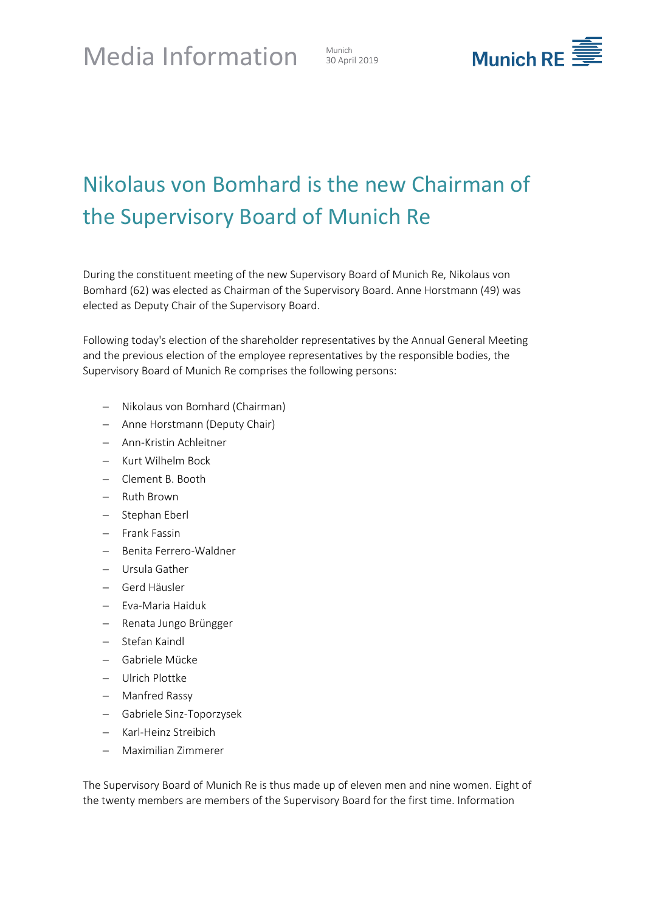Media Information

Munich
30 April 2019

# Nikolaus von Bomhard is the new Chairman of the Supervisory Board of Munich Re

During the constituent meeting of the new Supervisory Board of Munich Re, Nikolaus von Bomhard (62) was elected as Chairman of the Supervisory Board. Anne Horstmann (49) was elected as Deputy Chair of the Supervisory Board.

Following today's election of the shareholder representatives by the Annual General Meeting and the previous election of the employee representatives by the responsible bodies, the Supervisory Board of Munich Re comprises the following persons:

- Nikolaus von Bomhard (Chairman)
- Anne Horstmann (Deputy Chair)
- Ann-Kristin Achleitner
- Kurt Wilhelm Bock
- Clement B. Booth
- Ruth Brown
- Stephan Eberl
- Frank Fassin
- Benita Ferrero-Waldner
- Ursula Gather
- Gerd Häusler
- Eva-Maria Haiduk
- Renata Jungo Brüngger
- Stefan Kaindl
- Gabriele Mücke
- Ulrich Plottke
- Manfred Rassy
- Gabriele Sinz-Toporzysek
- Karl-Heinz Streibich
- Maximilian Zimmerer

The Supervisory Board of Munich Re is thus made up of eleven men and nine women. Eight of the twenty members are members of the Supervisory Board for the first time. Information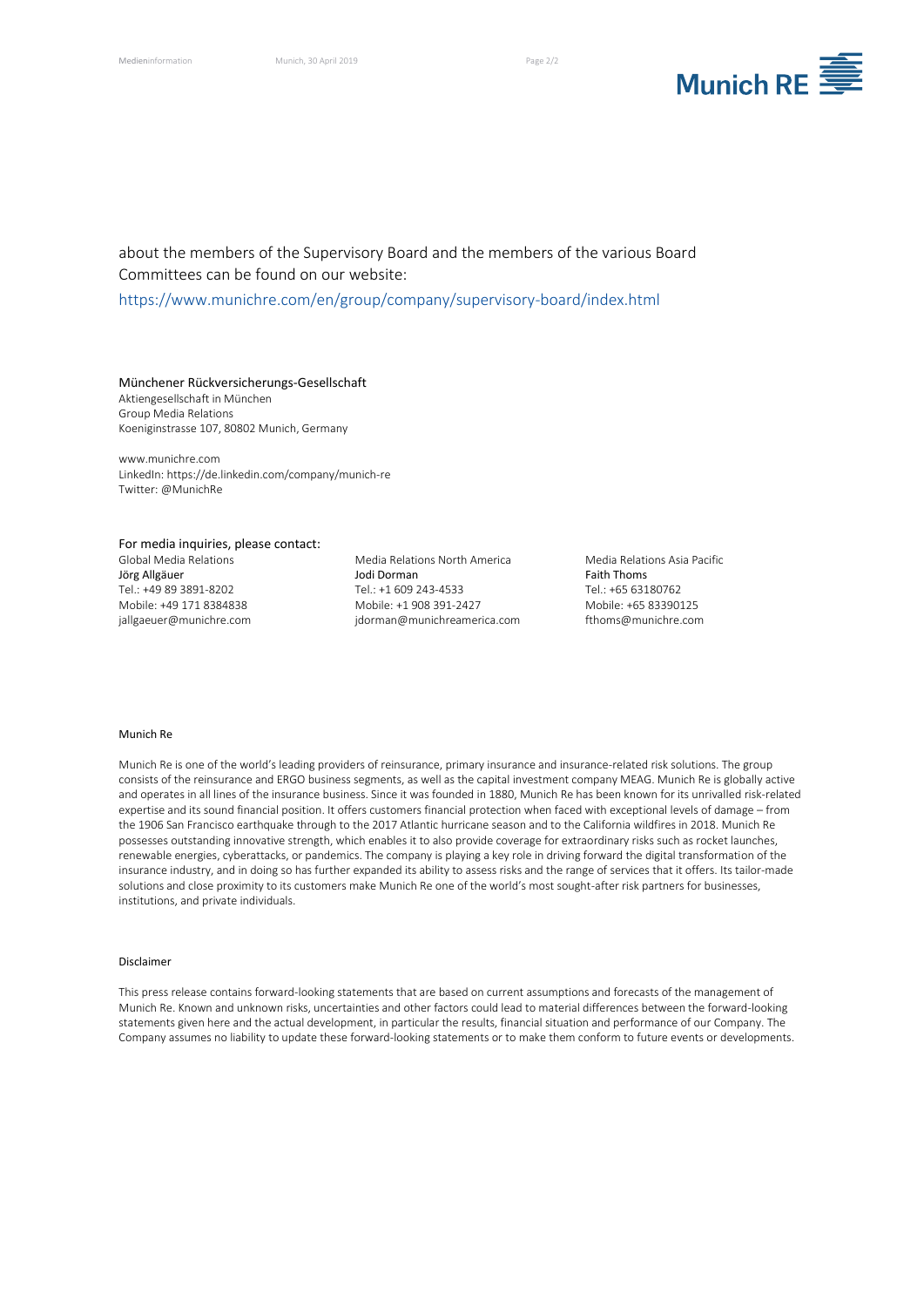about the members of the Supervisory Board and the members of the various Board Committees can be found on our website:

https://www.munichre.com/en/group/company/supervisory-board/index.html

Münchener Rückversicherungs-Gesellschaft
Aktiengesellschaft in München
Group Media Relations
Koeniginstrasse 107, 80802 Munich, Germany

www.munichre.com
LinkedIn: https://de.linkedin.com/company/munich-re
Twitter: @MunichRe

For media inquiries, please contact:

Global Media Relations
**Jörg Allgäuer**
Tel.: +49 89 3891-8202
Mobile: +49 171 8384838
jallgaeuer@munichre.com

Media Relations North America
**Jodi Dorman**
Tel.: +1 609 243-4533
Mobile: +1 908 391-2427
jdorman@munichreamerica.com

Media Relations Asia Pacific
**Faith Thoms**
Tel.: +65 63180762
Mobile: +65 83390125
fthoms@munichre.com

### Munich Re

Munich Re is one of the world's leading providers of reinsurance, primary insurance and insurance-related risk solutions. The group consists of the reinsurance and ERGO business segments, as well as the capital investment company MEAG. Munich Re is globally active and operates in all lines of the insurance business. Since it was founded in 1880, Munich Re has been known for its unrivalled risk-related expertise and its sound financial position. It offers customers financial protection when faced with exceptional levels of damage – from the 1906 San Francisco earthquake through to the 2017 Atlantic hurricane season and to the California wildfires in 2018. Munich Re possesses outstanding innovative strength, which enables it to also provide coverage for extraordinary risks such as rocket launches, renewable energies, cyberattacks, or pandemics. The company is playing a key role in driving forward the digital transformation of the insurance industry, and in doing so has further expanded its ability to assess risks and the range of services that it offers. Its tailor-made solutions and close proximity to its customers make Munich Re one of the world's most sought-after risk partners for businesses, institutions, and private individuals.

### Disclaimer

This press release contains forward-looking statements that are based on current assumptions and forecasts of the management of Munich Re. Known and unknown risks, uncertainties and other factors could lead to material differences between the forward-looking statements given here and the actual development, in particular the results, financial situation and performance of our Company. The Company assumes no liability to update these forward-looking statements or to make them conform to future events or developments.